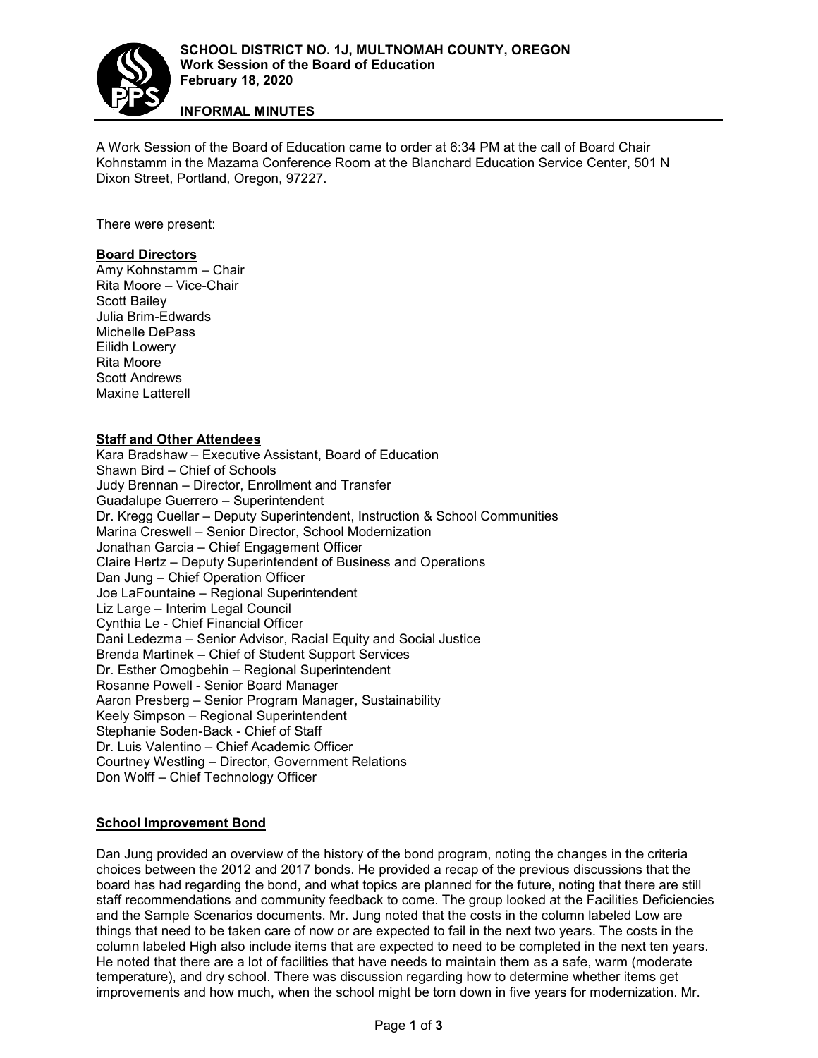**SCHOOL DISTRICT NO. 1J, MULTNOMAH COUNTY, OREGON**
**Work Session of the Board of Education**
**February 18, 2020**

**INFORMAL MINUTES**

A Work Session of the Board of Education came to order at 6:34 PM at the call of Board Chair Kohnstamm in the Mazama Conference Room at the Blanchard Education Service Center, 501 N Dixon Street, Portland, Oregon, 97227.

There were present:

**Board Directors**
Amy Kohnstamm – Chair
Rita Moore – Vice-Chair
Scott Bailey
Julia Brim-Edwards
Michelle DePass
Eilidh Lowery
Rita Moore
Scott Andrews
Maxine Latterell

**Staff and Other Attendees**
Kara Bradshaw – Executive Assistant, Board of Education
Shawn Bird – Chief of Schools
Judy Brennan – Director, Enrollment and Transfer
Guadalupe Guerrero – Superintendent
Dr. Kregg Cuellar – Deputy Superintendent, Instruction & School Communities
Marina Creswell – Senior Director, School Modernization
Jonathan Garcia – Chief Engagement Officer
Claire Hertz – Deputy Superintendent of Business and Operations
Dan Jung – Chief Operation Officer
Joe LaFountaine – Regional Superintendent
Liz Large – Interim Legal Council
Cynthia Le - Chief Financial Officer
Dani Ledezma – Senior Advisor, Racial Equity and Social Justice
Brenda Martinek – Chief of Student Support Services
Dr. Esther Omogbehin – Regional Superintendent
Rosanne Powell - Senior Board Manager
Aaron Presberg – Senior Program Manager, Sustainability
Keely Simpson – Regional Superintendent
Stephanie Soden-Back - Chief of Staff
Dr. Luis Valentino – Chief Academic Officer
Courtney Westling – Director, Government Relations
Don Wolff – Chief Technology Officer

**School Improvement Bond**

Dan Jung provided an overview of the history of the bond program, noting the changes in the criteria choices between the 2012 and 2017 bonds. He provided a recap of the previous discussions that the board has had regarding the bond, and what topics are planned for the future, noting that there are still staff recommendations and community feedback to come. The group looked at the Facilities Deficiencies and the Sample Scenarios documents. Mr. Jung noted that the costs in the column labeled Low are things that need to be taken care of now or are expected to fail in the next two years. The costs in the column labeled High also include items that are expected to need to be completed in the next ten years. He noted that there are a lot of facilities that have needs to maintain them as a safe, warm (moderate temperature), and dry school. There was discussion regarding how to determine whether items get improvements and how much, when the school might be torn down in five years for modernization. Mr.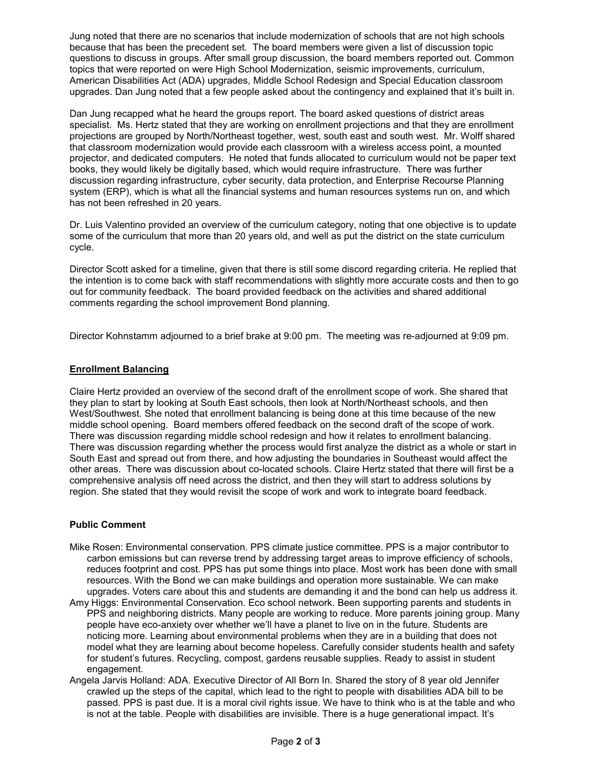Jung noted that there are no scenarios that include modernization of schools that are not high schools because that has been the precedent set. The board members were given a list of discussion topic questions to discuss in groups. After small group discussion, the board members reported out. Common topics that were reported on were High School Modernization, seismic improvements, curriculum, American Disabilities Act (ADA) upgrades, Middle School Redesign and Special Education classroom upgrades. Dan Jung noted that a few people asked about the contingency and explained that it's built in.

Dan Jung recapped what he heard the groups report. The board asked questions of district areas specialist. Ms. Hertz stated that they are working on enrollment projections and that they are enrollment projections are grouped by North/Northeast together, west, south east and south west. Mr. Wolff shared that classroom modernization would provide each classroom with a wireless access point, a mounted projector, and dedicated computers. He noted that funds allocated to curriculum would not be paper text books, they would likely be digitally based, which would require infrastructure. There was further discussion regarding infrastructure, cyber security, data protection, and Enterprise Recourse Planning system (ERP), which is what all the financial systems and human resources systems run on, and which has not been refreshed in 20 years.

Dr. Luis Valentino provided an overview of the curriculum category, noting that one objective is to update some of the curriculum that more than 20 years old, and well as put the district on the state curriculum cycle.

Director Scott asked for a timeline, given that there is still some discord regarding criteria. He replied that the intention is to come back with staff recommendations with slightly more accurate costs and then to go out for community feedback. The board provided feedback on the activities and shared additional comments regarding the school improvement Bond planning.

Director Kohnstamm adjourned to a brief brake at 9:00 pm. The meeting was re-adjourned at 9:09 pm.

## Enrollment Balancing

Claire Hertz provided an overview of the second draft of the enrollment scope of work. She shared that they plan to start by looking at South East schools, then look at North/Northeast schools, and then West/Southwest. She noted that enrollment balancing is being done at this time because of the new middle school opening. Board members offered feedback on the second draft of the scope of work. There was discussion regarding middle school redesign and how it relates to enrollment balancing. There was discussion regarding whether the process would first analyze the district as a whole or start in South East and spread out from there, and how adjusting the boundaries in Southeast would affect the other areas. There was discussion about co-located schools. Claire Hertz stated that there will first be a comprehensive analysis off need across the district, and then they will start to address solutions by region. She stated that they would revisit the scope of work and work to integrate board feedback.

## Public Comment

- Mike Rosen: Environmental conservation. PPS climate justice committee. PPS is a major contributor to carbon emissions but can reverse trend by addressing target areas to improve efficiency of schools, reduces footprint and cost. PPS has put some things into place. Most work has been done with small resources. With the Bond we can make buildings and operation more sustainable. We can make upgrades. Voters care about this and students are demanding it and the bond can help us address it.
- Amy Higgs: Environmental Conservation. Eco school network. Been supporting parents and students in PPS and neighboring districts. Many people are working to reduce. More parents joining group. Many people have eco-anxiety over whether we'll have a planet to live on in the future. Students are noticing more. Learning about environmental problems when they are in a building that does not model what they are learning about become hopeless. Carefully consider students health and safety for student's futures. Recycling, compost, gardens reusable supplies. Ready to assist in student engagement.
- Angela Jarvis Holland: ADA. Executive Director of All Born In. Shared the story of 8 year old Jennifer crawled up the steps of the capital, which lead to the right to people with disabilities ADA bill to be passed. PPS is past due. It is a moral civil rights issue. We have to think who is at the table and who is not at the table. People with disabilities are invisible. There is a huge generational impact. It's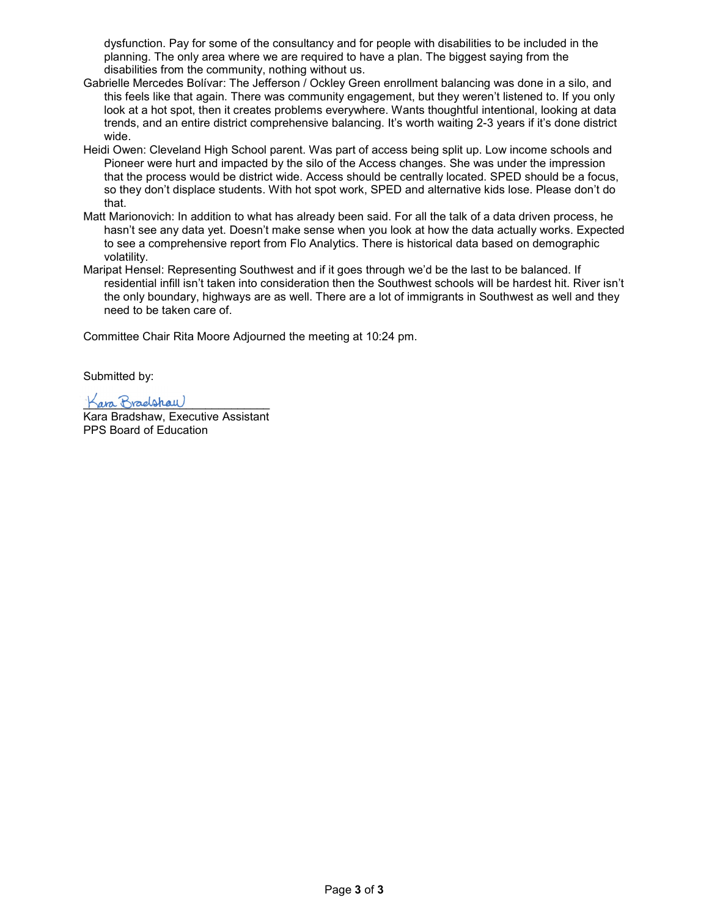dysfunction. Pay for some of the consultancy and for people with disabilities to be included in the planning. The only area where we are required to have a plan. The biggest saying from the disabilities from the community, nothing without us.

Gabrielle Mercedes Bolívar: The Jefferson / Ockley Green enrollment balancing was done in a silo, and this feels like that again. There was community engagement, but they weren't listened to. If you only look at a hot spot, then it creates problems everywhere. Wants thoughtful intentional, looking at data trends, and an entire district comprehensive balancing. It's worth waiting 2-3 years if it's done district wide.

Heidi Owen: Cleveland High School parent. Was part of access being split up. Low income schools and Pioneer were hurt and impacted by the silo of the Access changes. She was under the impression that the process would be district wide. Access should be centrally located. SPED should be a focus, so they don't displace students. With hot spot work, SPED and alternative kids lose. Please don't do that.

Matt Marionovich: In addition to what has already been said. For all the talk of a data driven process, he hasn't see any data yet. Doesn't make sense when you look at how the data actually works. Expected to see a comprehensive report from Flo Analytics. There is historical data based on demographic volatility.

Maripat Hensel: Representing Southwest and if it goes through we'd be the last to be balanced. If residential infill isn't taken into consideration then the Southwest schools will be hardest hit. River isn't the only boundary, highways are as well. There are a lot of immigrants in Southwest as well and they need to be taken care of.

Committee Chair Rita Moore Adjourned the meeting at 10:24 pm.

Submitted by:

Kara Bradshaw

Kara Bradshaw, Executive Assistant
PPS Board of Education